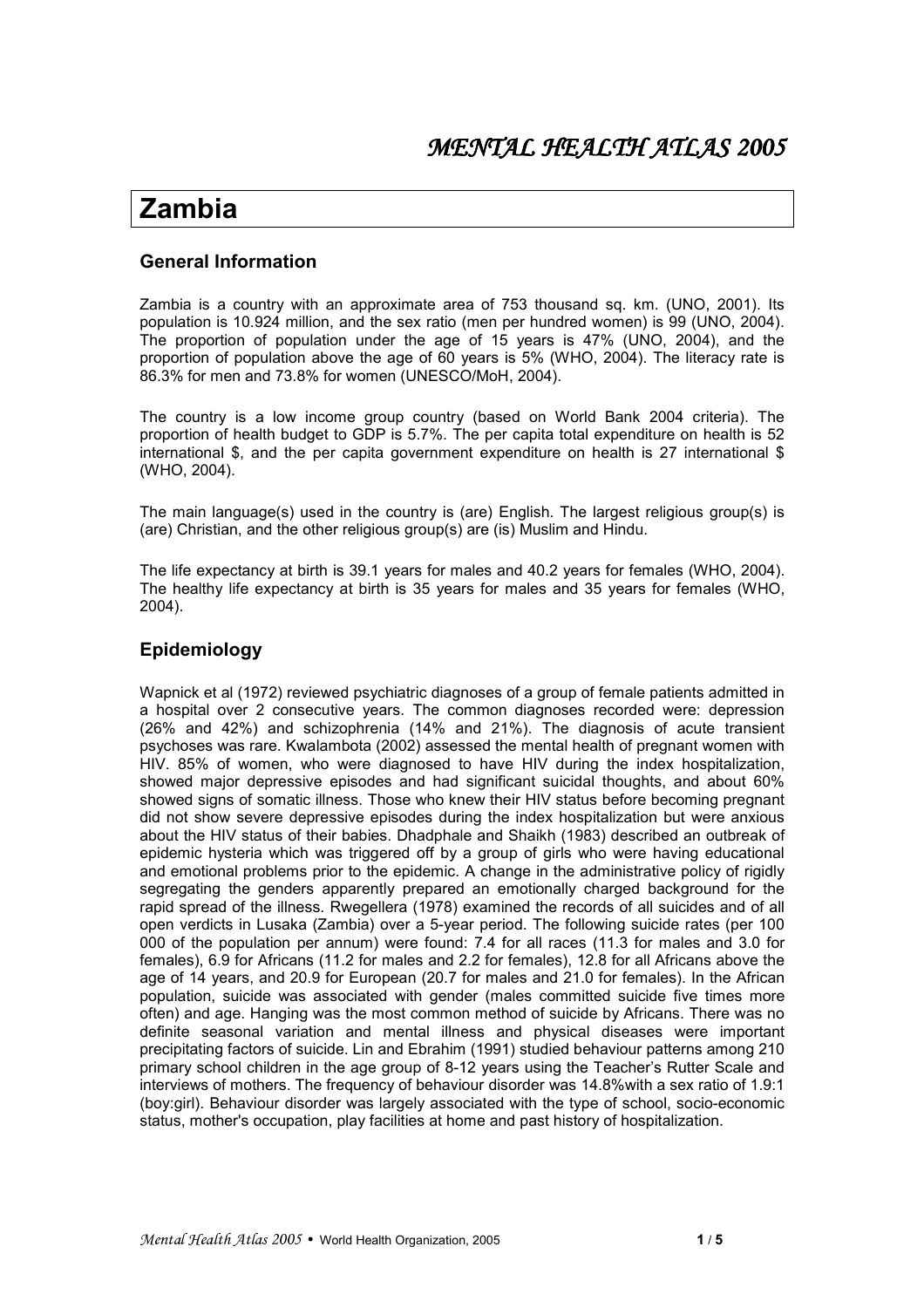# MENTAL HEALTH ATLAS 2005

# Zambia

## General Information

Zambia is a country with an approximate area of 753 thousand sq. km. (UNO, 2001). Its population is 10.924 million, and the sex ratio (men per hundred women) is 99 (UNO, 2004). The proportion of population under the age of 15 years is 47% (UNO, 2004), and the proportion of population above the age of 60 years is 5% (WHO, 2004). The literacy rate is 86.3% for men and 73.8% for women (UNESCO/MoH, 2004).

The country is a low income group country (based on World Bank 2004 criteria). The proportion of health budget to GDP is 5.7%. The per capita total expenditure on health is 52 international $, and the per capita government expenditure on health is 27 international $ (WHO, 2004).

The main language(s) used in the country is (are) English. The largest religious group(s) is (are) Christian, and the other religious group(s) are (is) Muslim and Hindu.

The life expectancy at birth is 39.1 years for males and 40.2 years for females (WHO, 2004). The healthy life expectancy at birth is 35 years for males and 35 years for females (WHO, 2004).

## Epidemiology

Wapnick et al (1972) reviewed psychiatric diagnoses of a group of female patients admitted in a hospital over 2 consecutive years. The common diagnoses recorded were: depression (26% and 42%) and schizophrenia (14% and 21%). The diagnosis of acute transient psychoses was rare. Kwalambota (2002) assessed the mental health of pregnant women with HIV. 85% of women, who were diagnosed to have HIV during the index hospitalization, showed major depressive episodes and had significant suicidal thoughts, and about 60% showed signs of somatic illness. Those who knew their HIV status before becoming pregnant did not show severe depressive episodes during the index hospitalization but were anxious about the HIV status of their babies. Dhadphale and Shaikh (1983) described an outbreak of epidemic hysteria which was triggered off by a group of girls who were having educational and emotional problems prior to the epidemic. A change in the administrative policy of rigidly segregating the genders apparently prepared an emotionally charged background for the rapid spread of the illness. Rwegellera (1978) examined the records of all suicides and of all open verdicts in Lusaka (Zambia) over a 5-year period. The following suicide rates (per 100 000 of the population per annum) were found: 7.4 for all races (11.3 for males and 3.0 for females), 6.9 for Africans (11.2 for males and 2.2 for females), 12.8 for all Africans above the age of 14 years, and 20.9 for European (20.7 for males and 21.0 for females). In the African population, suicide was associated with gender (males committed suicide five times more often) and age. Hanging was the most common method of suicide by Africans. There was no definite seasonal variation and mental illness and physical diseases were important precipitating factors of suicide. Lin and Ebrahim (1991) studied behaviour patterns among 210 primary school children in the age group of 8-12 years using the Teacher's Rutter Scale and interviews of mothers. The frequency of behaviour disorder was 14.8%with a sex ratio of 1.9:1 (boy:girl). Behaviour disorder was largely associated with the type of school, socio-economic status, mother's occupation, play facilities at home and past history of hospitalization.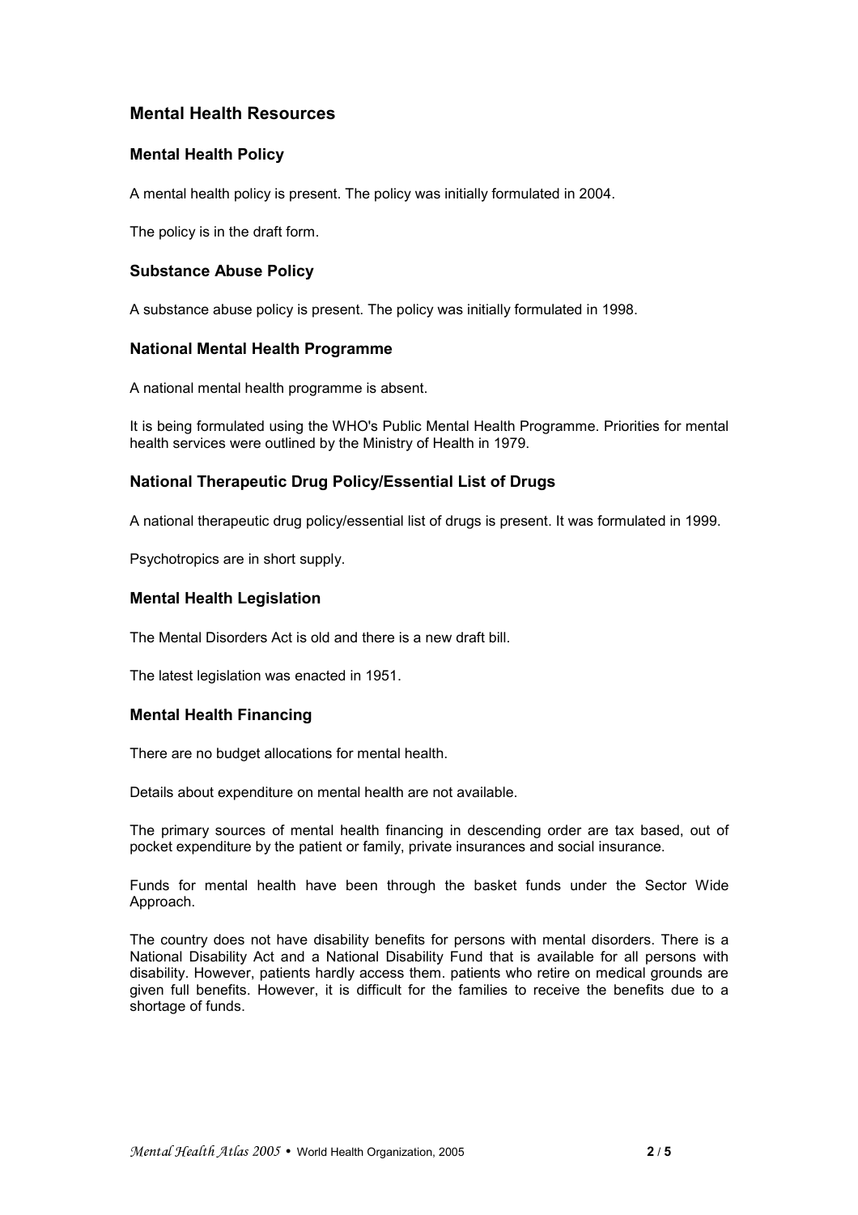## Mental Health Resources

### Mental Health Policy

A mental health policy is present. The policy was initially formulated in 2004.

The policy is in the draft form.

### Substance Abuse Policy

A substance abuse policy is present. The policy was initially formulated in 1998.

### National Mental Health Programme

A national mental health programme is absent.

It is being formulated using the WHO's Public Mental Health Programme. Priorities for mental health services were outlined by the Ministry of Health in 1979.

### National Therapeutic Drug Policy/Essential List of Drugs

A national therapeutic drug policy/essential list of drugs is present. It was formulated in 1999.

Psychotropics are in short supply.

### Mental Health Legislation

The Mental Disorders Act is old and there is a new draft bill.

The latest legislation was enacted in 1951.

### Mental Health Financing

There are no budget allocations for mental health.

Details about expenditure on mental health are not available.

The primary sources of mental health financing in descending order are tax based, out of pocket expenditure by the patient or family, private insurances and social insurance.

Funds for mental health have been through the basket funds under the Sector Wide Approach.

The country does not have disability benefits for persons with mental disorders. There is a National Disability Act and a National Disability Fund that is available for all persons with disability. However, patients hardly access them. patients who retire on medical grounds are given full benefits. However, it is difficult for the families to receive the benefits due to a shortage of funds.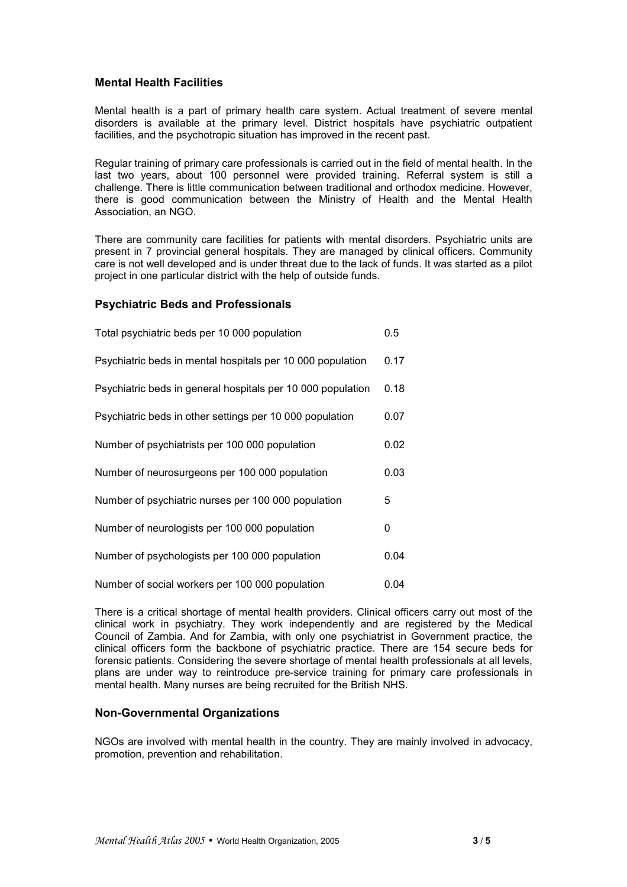## Mental Health Facilities

Mental health is a part of primary health care system. Actual treatment of severe mental disorders is available at the primary level. District hospitals have psychiatric outpatient facilities, and the psychotropic situation has improved in the recent past.

Regular training of primary care professionals is carried out in the field of mental health. In the last two years, about 100 personnel were provided training. Referral system is still a challenge. There is little communication between traditional and orthodox medicine. However, there is good communication between the Ministry of Health and the Mental Health Association, an NGO.

There are community care facilities for patients with mental disorders. Psychiatric units are present in 7 provincial general hospitals. They are managed by clinical officers. Community care is not well developed and is under threat due to the lack of funds. It was started as a pilot project in one particular district with the help of outside funds.

## Psychiatric Beds and Professionals

| | |
|---|---|
| Total psychiatric beds per 10 000 population | 0.5 |
| Psychiatric beds in mental hospitals per 10 000 population | 0.17 |
| Psychiatric beds in general hospitals per 10 000 population | 0.18 |
| Psychiatric beds in other settings per 10 000 population | 0.07 |
| Number of psychiatrists per 100 000 population | 0.02 |
| Number of neurosurgeons per 100 000 population | 0.03 |
| Number of psychiatric nurses per 100 000 population | 5 |
| Number of neurologists per 100 000 population | 0 |
| Number of psychologists per 100 000 population | 0.04 |
| Number of social workers per 100 000 population | 0.04 |

There is a critical shortage of mental health providers. Clinical officers carry out most of the clinical work in psychiatry. They work independently and are registered by the Medical Council of Zambia. And for Zambia, with only one psychiatrist in Government practice, the clinical officers form the backbone of psychiatric practice. There are 154 secure beds for forensic patients. Considering the severe shortage of mental health professionals at all levels, plans are under way to reintroduce pre-service training for primary care professionals in mental health. Many nurses are being recruited for the British NHS.

## Non-Governmental Organizations

NGOs are involved with mental health in the country. They are mainly involved in advocacy, promotion, prevention and rehabilitation.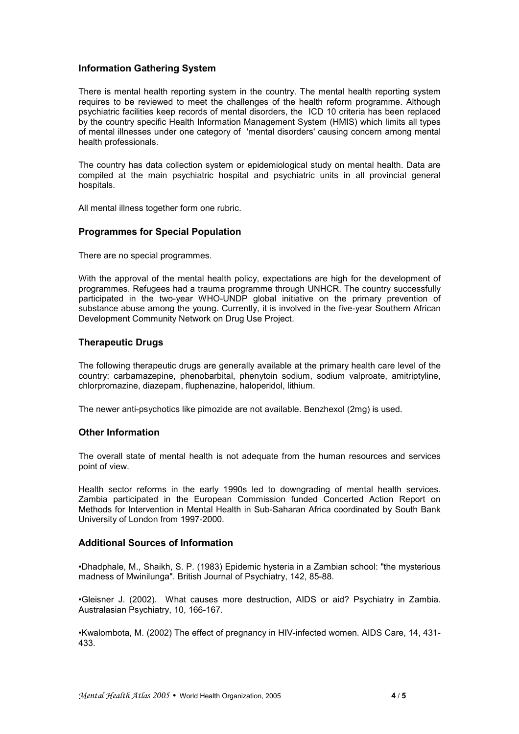## Information Gathering System

There is mental health reporting system in the country. The mental health reporting system requires to be reviewed to meet the challenges of the health reform programme. Although psychiatric facilities keep records of mental disorders, the ICD 10 criteria has been replaced by the country specific Health Information Management System (HMIS) which limits all types of mental illnesses under one category of 'mental disorders' causing concern among mental health professionals.

The country has data collection system or epidemiological study on mental health. Data are compiled at the main psychiatric hospital and psychiatric units in all provincial general hospitals.

All mental illness together form one rubric.

## Programmes for Special Population

There are no special programmes.

With the approval of the mental health policy, expectations are high for the development of programmes. Refugees had a trauma programme through UNHCR. The country successfully participated in the two-year WHO-UNDP global initiative on the primary prevention of substance abuse among the young. Currently, it is involved in the five-year Southern African Development Community Network on Drug Use Project.

## Therapeutic Drugs

The following therapeutic drugs are generally available at the primary health care level of the country: carbamazepine, phenobarbital, phenytoin sodium, sodium valproate, amitriptyline, chlorpromazine, diazepam, fluphenazine, haloperidol, lithium.

The newer anti-psychotics like pimozide are not available. Benzhexol (2mg) is used.

## Other Information

The overall state of mental health is not adequate from the human resources and services point of view.

Health sector reforms in the early 1990s led to downgrading of mental health services. Zambia participated in the European Commission funded Concerted Action Report on Methods for Intervention in Mental Health in Sub-Saharan Africa coordinated by South Bank University of London from 1997-2000.

## Additional Sources of Information

- Dhadphale, M., Shaikh, S. P. (1983) Epidemic hysteria in a Zambian school: "the mysterious madness of Mwinilunga". British Journal of Psychiatry, 142, 85-88.
- Gleisner J. (2002). What causes more destruction, AIDS or aid? Psychiatry in Zambia. Australasian Psychiatry, 10, 166-167.
- Kwalombota, M. (2002) The effect of pregnancy in HIV-infected women. AIDS Care, 14, 431-433.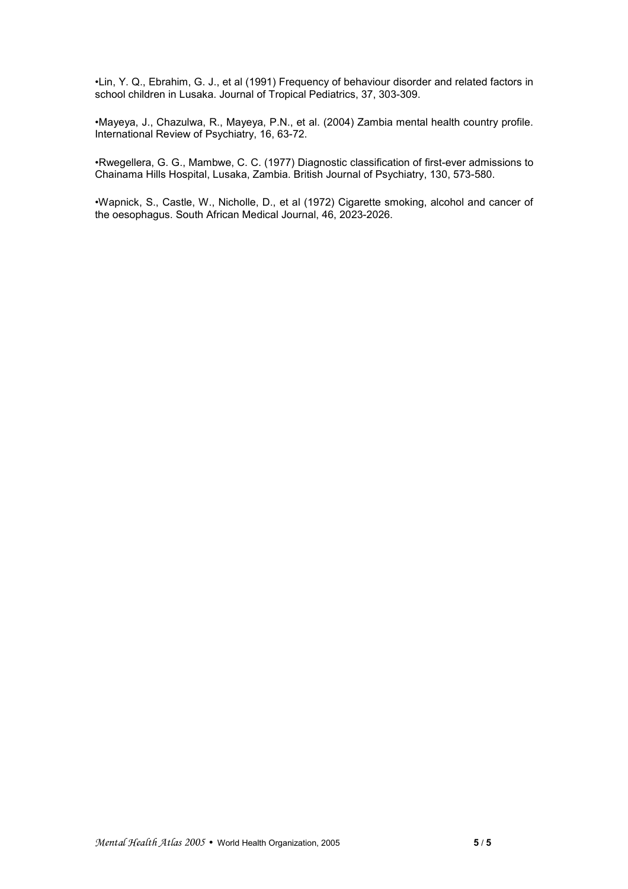•Lin, Y. Q., Ebrahim, G. J., et al (1991) Frequency of behaviour disorder and related factors in school children in Lusaka. Journal of Tropical Pediatrics, 37, 303-309.

•Mayeya, J., Chazulwa, R., Mayeya, P.N., et al. (2004) Zambia mental health country profile. International Review of Psychiatry, 16, 63-72.

•Rwegellera, G. G., Mambwe, C. C. (1977) Diagnostic classification of first-ever admissions to Chainama Hills Hospital, Lusaka, Zambia. British Journal of Psychiatry, 130, 573-580.

•Wapnick, S., Castle, W., Nicholle, D., et al (1972) Cigarette smoking, alcohol and cancer of the oesophagus. South African Medical Journal, 46, 2023-2026.